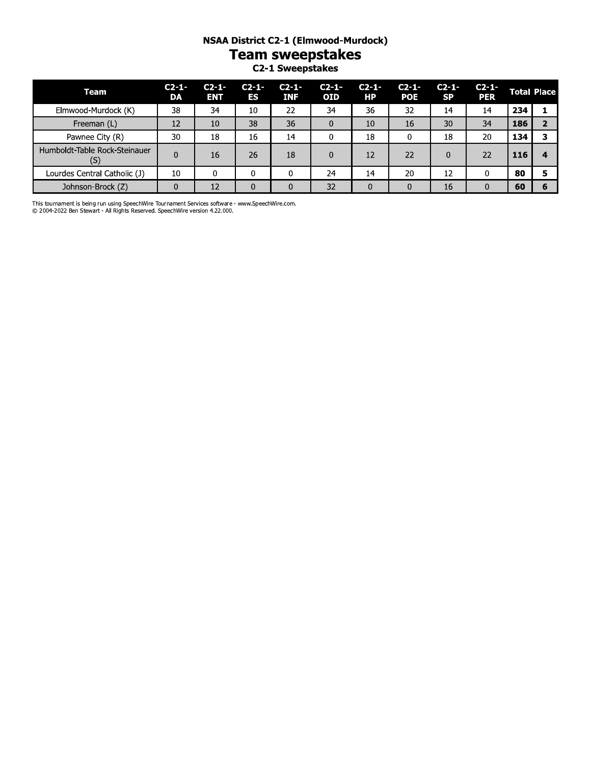# NSAA District C2-1 (Elmwood-Murdock)

## Team sweepstakes

### C2-1 Sweepstakes

| Team | C2-1-DA | C2-1-ENT | C2-1-ES | C2-1-INF | C2-1-OID | C2-1-HP | C2-1-POE | C2-1-SP | C2-1-PER | Total | Place |
|---|---|---|---|---|---|---|---|---|---|---|---|
| Elmwood-Murdock (K) | 38 | 34 | 10 | 22 | 34 | 36 | 32 | 14 | 14 | **234** | **1** |
| Freeman (L) | 12 | 10 | 38 | 36 | 0 | 10 | 16 | 30 | 34 | **186** | **2** |
| Pawnee City (R) | 30 | 18 | 16 | 14 | 0 | 18 | 0 | 18 | 20 | **134** | **3** |
| Humboldt-Table Rock-Steinauer (S) | 0 | 16 | 26 | 18 | 0 | 12 | 22 | 0 | 22 | **116** | **4** |
| Lourdes Central Catholic (J) | 10 | 0 | 0 | 0 | 24 | 14 | 20 | 12 | 0 | **80** | **5** |
| Johnson-Brock (Z) | 0 | 12 | 0 | 0 | 32 | 0 | 0 | 16 | 0 | **60** | **6** |

This tournament is being run using SpeechWire Tournament Services software - www.SpeechWire.com.
© 2004-2022 Ben Stewart - All Rights Reserved. SpeechWire version 4.22.000.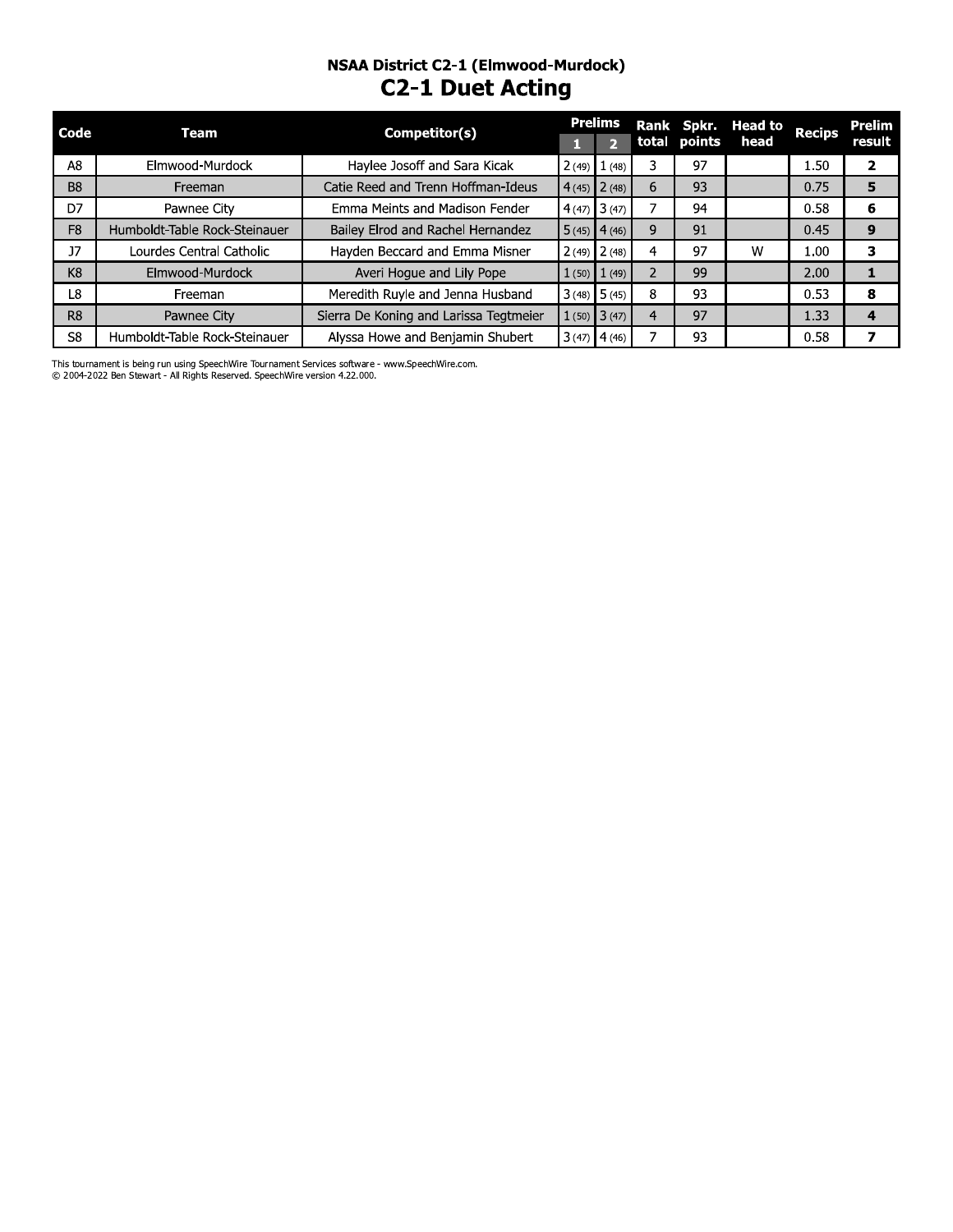## NSAA District C2-1 (Elmwood-Murdock)

# C2-1 Duet Acting

| Code | Team | Competitor(s) | Prelims | | Rank total | Spkr. points | Head to head | Recips | Prelim result |
|---|---|---|---|---|---|---|---|---|---|
| | | | 1 | 2 | | | | | |
| A8 | Elmwood-Murdock | Haylee Josoff and Sara Kicak | 2 (49) | 1 (48) | 3 | 97 | | 1.50 | **2** |
| B8 | Freeman | Catie Reed and Trenn Hoffman-Ideus | 4 (45) | 2 (48) | 6 | 93 | | 0.75 | **5** |
| D7 | Pawnee City | Emma Meints and Madison Fender | 4 (47) | 3 (47) | 7 | 94 | | 0.58 | **6** |
| F8 | Humboldt-Table Rock-Steinauer | Bailey Elrod and Rachel Hernandez | 5 (45) | 4 (46) | 9 | 91 | | 0.45 | **9** |
| J7 | Lourdes Central Catholic | Hayden Beccard and Emma Misner | 2 (49) | 2 (48) | 4 | 97 | W | 1.00 | **3** |
| K8 | Elmwood-Murdock | Averi Hogue and Lily Pope | 1 (50) | 1 (49) | 2 | 99 | | 2.00 | **1** |
| L8 | Freeman | Meredith Ruyle and Jenna Husband | 3 (48) | 5 (45) | 8 | 93 | | 0.53 | **8** |
| R8 | Pawnee City | Sierra De Koning and Larissa Tegtmeier | 1 (50) | 3 (47) | 4 | 97 | | 1.33 | **4** |
| S8 | Humboldt-Table Rock-Steinauer | Alyssa Howe and Benjamin Shubert | 3 (47) | 4 (46) | 7 | 93 | | 0.58 | **7** |

This tournament is being run using SpeechWire Tournament Services software - www.SpeechWire.com.
© 2004-2022 Ben Stewart - All Rights Reserved. SpeechWire version 4.22.000.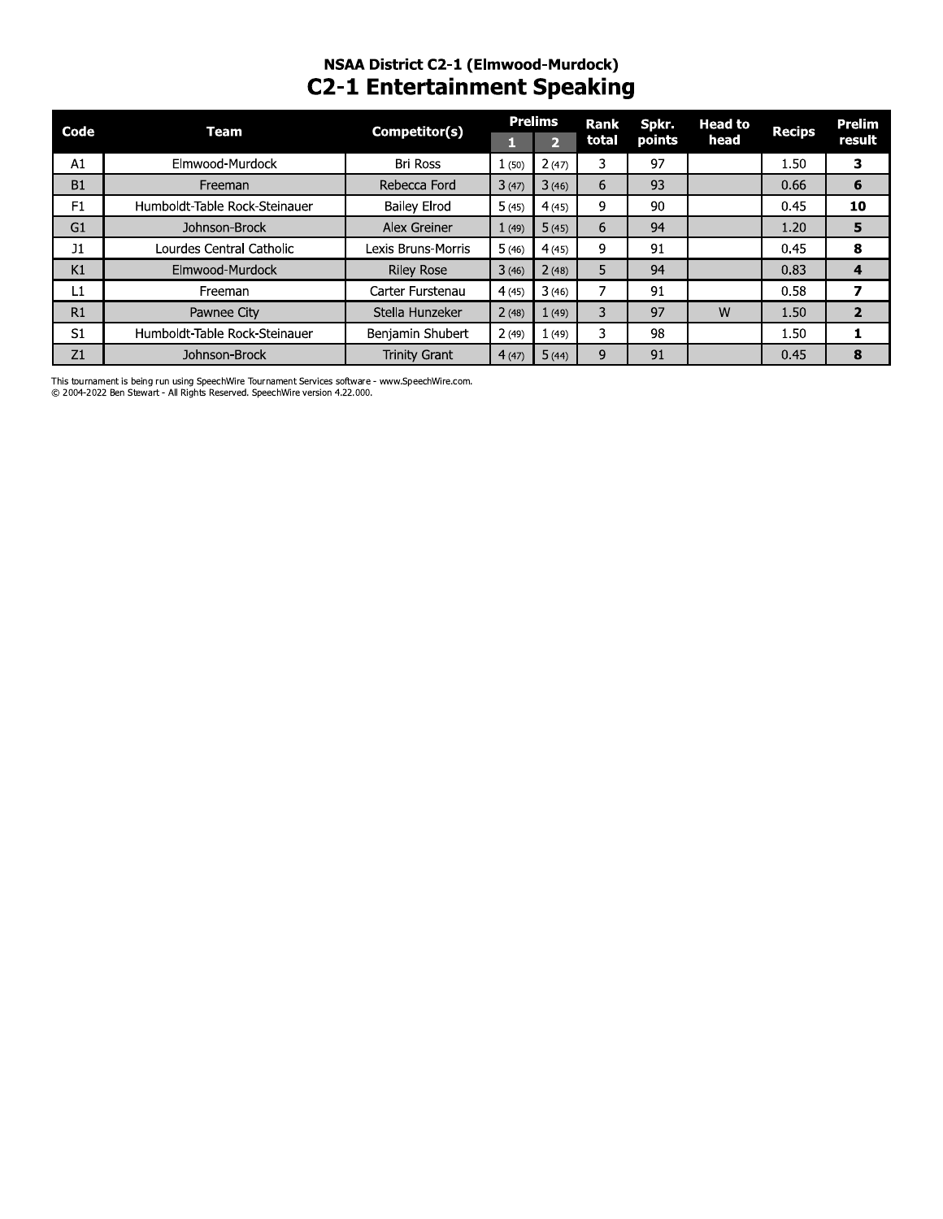## NSAA District C2-1 (Elmwood-Murdock)

# C2-1 Entertainment Speaking

| Code | Team | Competitor(s) | Prelims | | Rank total | Spkr. points | Head to head | Recips | Prelim result |
|---|---|---|---|---|---|---|---|---|---|
| | | | 1 | 2 | | | | | |
| A1 | Elmwood-Murdock | Bri Ross | 1 (50) | 2 (47) | 3 | 97 | | 1.50 | **3** |
| B1 | Freeman | Rebecca Ford | 3 (47) | 3 (46) | 6 | 93 | | 0.66 | **6** |
| F1 | Humboldt-Table Rock-Steinauer | Bailey Elrod | 5 (45) | 4 (45) | 9 | 90 | | 0.45 | **10** |
| G1 | Johnson-Brock | Alex Greiner | 1 (49) | 5 (45) | 6 | 94 | | 1.20 | **5** |
| J1 | Lourdes Central Catholic | Lexis Bruns-Morris | 5 (46) | 4 (45) | 9 | 91 | | 0.45 | **8** |
| K1 | Elmwood-Murdock | Riley Rose | 3 (46) | 2 (48) | 5 | 94 | | 0.83 | **4** |
| L1 | Freeman | Carter Furstenau | 4 (45) | 3 (46) | 7 | 91 | | 0.58 | **7** |
| R1 | Pawnee City | Stella Hunzeker | 2 (48) | 1 (49) | 3 | 97 | W | 1.50 | **2** |
| S1 | Humboldt-Table Rock-Steinauer | Benjamin Shubert | 2 (49) | 1 (49) | 3 | 98 | | 1.50 | **1** |
| Z1 | Johnson-Brock | Trinity Grant | 4 (47) | 5 (44) | 9 | 91 | | 0.45 | **8** |

This tournament is being run using SpeechWire Tournament Services software - www.SpeechWire.com.
© 2004-2022 Ben Stewart - All Rights Reserved. SpeechWire version 4.22.000.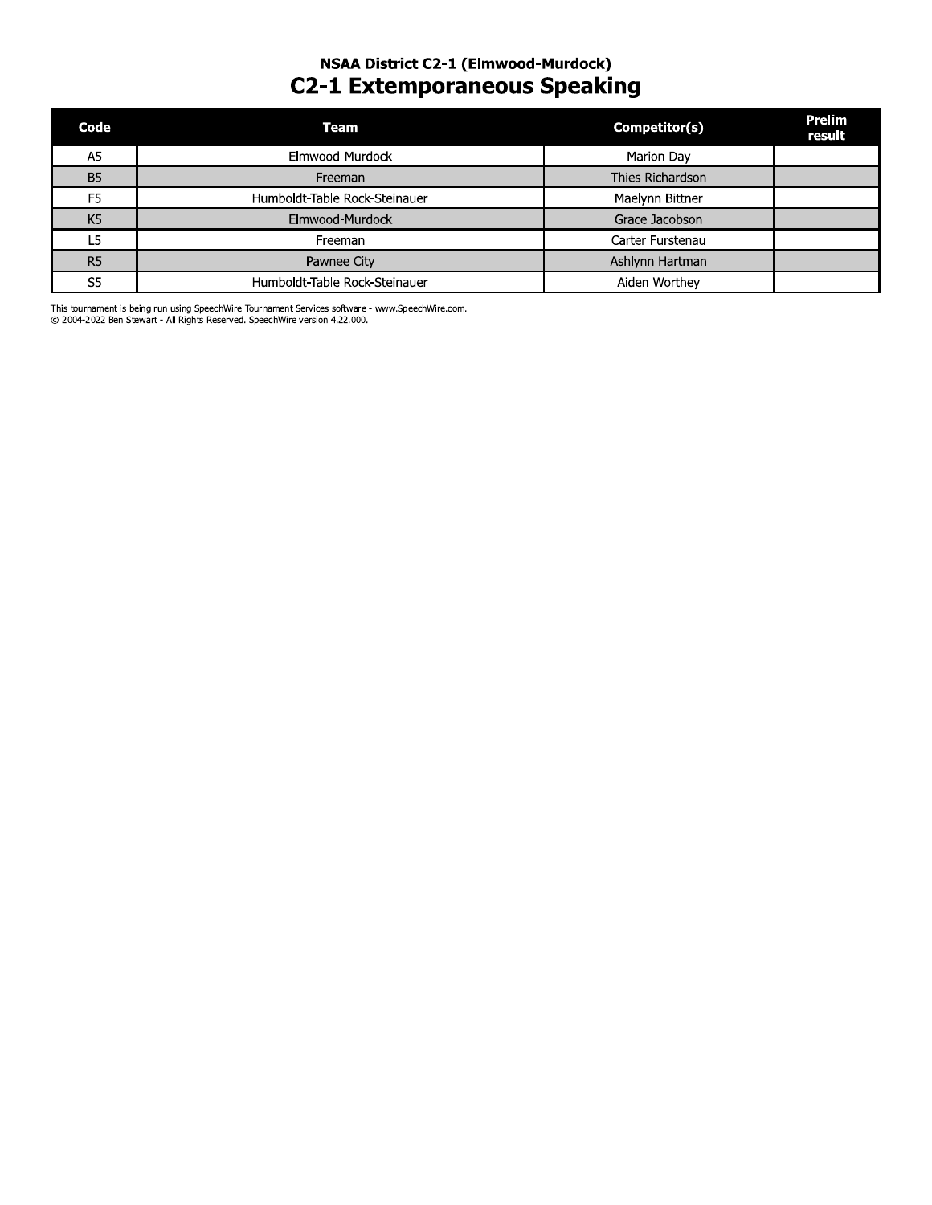## NSAA District C2-1 (Elmwood-Murdock)

# C2-1 Extemporaneous Speaking

| Code | Team | Competitor(s) | Prelim result |
|---|---|---|---|
| A5 | Elmwood-Murdock | Marion Day | |
| B5 | Freeman | Thies Richardson | |
| F5 | Humboldt-Table Rock-Steinauer | Maelynn Bittner | |
| K5 | Elmwood-Murdock | Grace Jacobson | |
| L5 | Freeman | Carter Furstenau | |
| R5 | Pawnee City | Ashlynn Hartman | |
| S5 | Humboldt-Table Rock-Steinauer | Aiden Worthey | |

This tournament is being run using SpeechWire Tournament Services software - www.SpeechWire.com.
© 2004-2022 Ben Stewart - All Rights Reserved. SpeechWire version 4.22.000.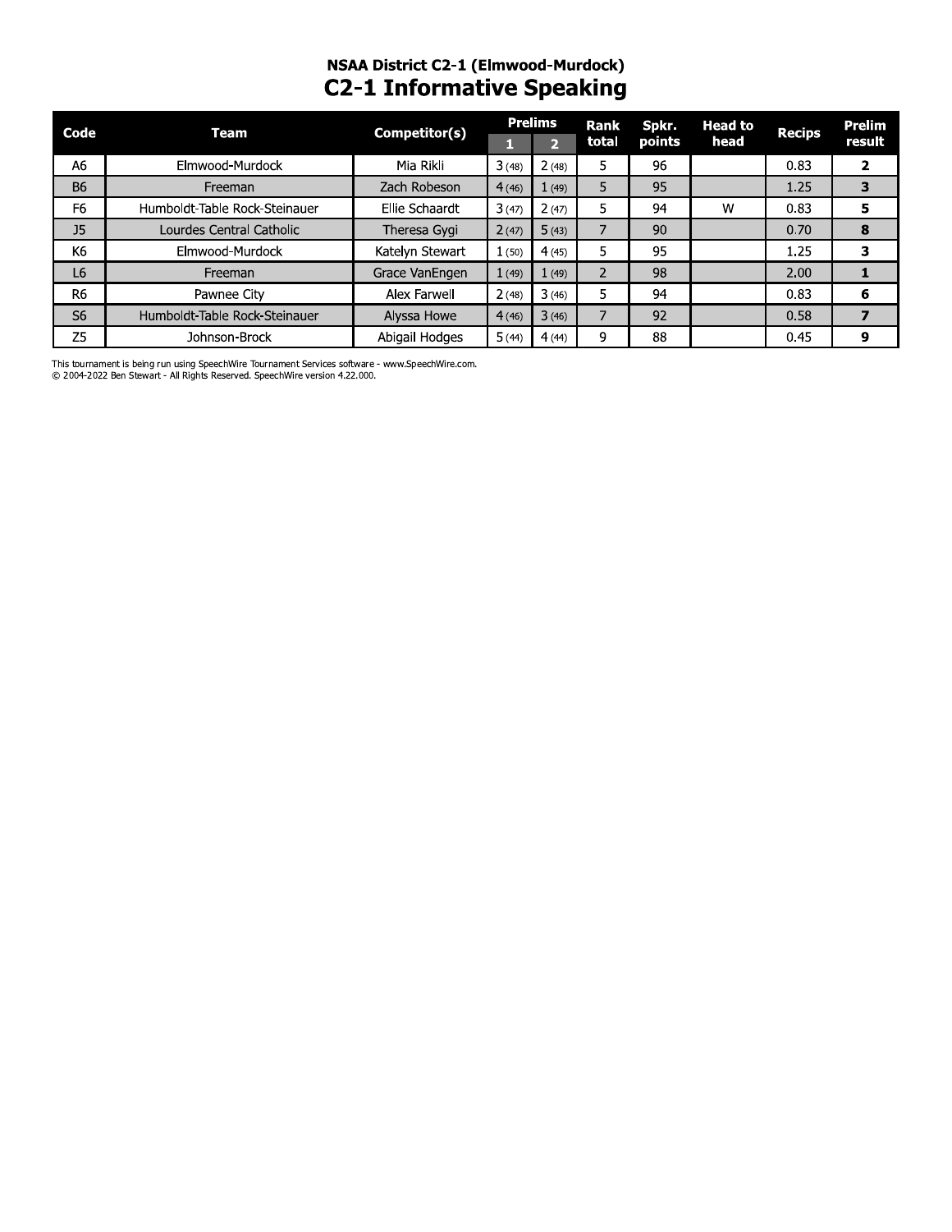## NSAA District C2-1 (Elmwood-Murdock)

# C2-1 Informative Speaking

| Code | Team | Competitor(s) | Prelims 1 | Prelims 2 | Rank total | Spkr. points | Head to head | Recips | Prelim result |
|---|---|---|---|---|---|---|---|---|---|
| A6 | Elmwood-Murdock | Mia Rikli | 3 (48) | 2 (48) | 5 | 96 | | 0.83 | **2** |
| B6 | Freeman | Zach Robeson | 4 (46) | 1 (49) | 5 | 95 | | 1.25 | **3** |
| F6 | Humboldt-Table Rock-Steinauer | Ellie Schaardt | 3 (47) | 2 (47) | 5 | 94 | W | 0.83 | **5** |
| J5 | Lourdes Central Catholic | Theresa Gygi | 2 (47) | 5 (43) | 7 | 90 | | 0.70 | **8** |
| K6 | Elmwood-Murdock | Katelyn Stewart | 1 (50) | 4 (45) | 5 | 95 | | 1.25 | **3** |
| L6 | Freeman | Grace VanEngen | 1 (49) | 1 (49) | 2 | 98 | | 2.00 | **1** |
| R6 | Pawnee City | Alex Farwell | 2 (48) | 3 (46) | 5 | 94 | | 0.83 | **6** |
| S6 | Humboldt-Table Rock-Steinauer | Alyssa Howe | 4 (46) | 3 (46) | 7 | 92 | | 0.58 | **7** |
| Z5 | Johnson-Brock | Abigail Hodges | 5 (44) | 4 (44) | 9 | 88 | | 0.45 | **9** |

This tournament is being run using SpeechWire Tournament Services software - www.SpeechWire.com.
© 2004-2022 Ben Stewart - All Rights Reserved. SpeechWire version 4.22.000.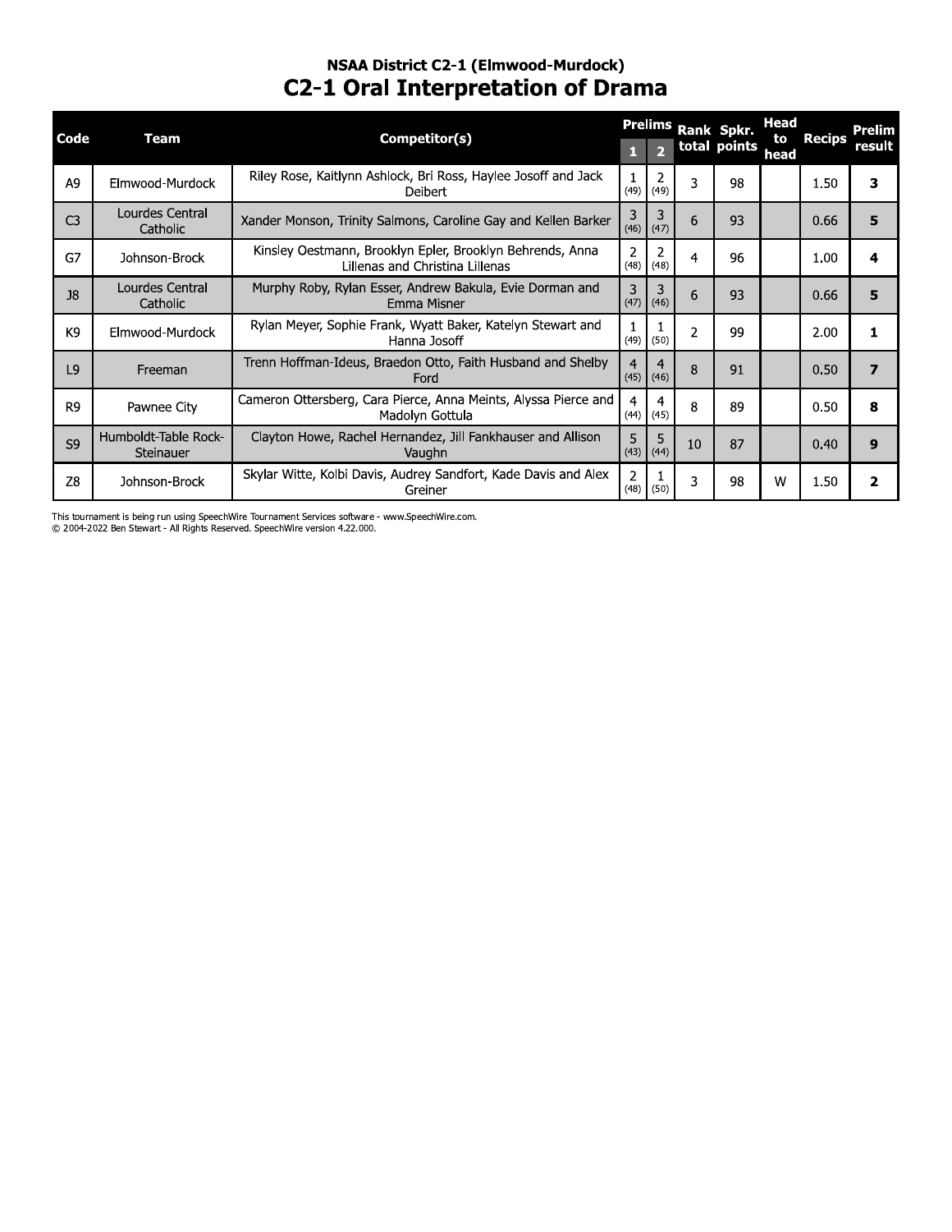## NSAA District C2-1 (Elmwood-Murdock)

# C2-1 Oral Interpretation of Drama

| Code | Team | Competitor(s) | Prelims | | Rank total | Spkr. points | Head to head | Recips | Prelim result |
|---|---|---|---|---|---|---|---|---|---|
| | | | 1 | 2 | | | | | |
| A9 | Elmwood-Murdock | Riley Rose, Kaitlynn Ashlock, Bri Ross, Haylee Josoff and Jack Deibert | 1 (49) | 2 (49) | 3 | 98 | | 1.50 | **3** |
| C3 | Lourdes Central Catholic | Xander Monson, Trinity Salmons, Caroline Gay and Kellen Barker | 3 (46) | 3 (47) | 6 | 93 | | 0.66 | **5** |
| G7 | Johnson-Brock | Kinsley Oestmann, Brooklyn Epler, Brooklyn Behrends, Anna Lillenas and Christina Lillenas | 2 (48) | 2 (48) | 4 | 96 | | 1.00 | **4** |
| J8 | Lourdes Central Catholic | Murphy Roby, Rylan Esser, Andrew Bakula, Evie Dorman and Emma Misner | 3 (47) | 3 (46) | 6 | 93 | | 0.66 | **5** |
| K9 | Elmwood-Murdock | Rylan Meyer, Sophie Frank, Wyatt Baker, Katelyn Stewart and Hanna Josoff | 1 (49) | 1 (50) | 2 | 99 | | 2.00 | **1** |
| L9 | Freeman | Trenn Hoffman-Ideus, Braedon Otto, Faith Husband and Shelby Ford | 4 (45) | 4 (46) | 8 | 91 | | 0.50 | **7** |
| R9 | Pawnee City | Cameron Ottersberg, Cara Pierce, Anna Meints, Alyssa Pierce and Madolyn Gottula | 4 (44) | 4 (45) | 8 | 89 | | 0.50 | **8** |
| S9 | Humboldt-Table Rock-Steinauer | Clayton Howe, Rachel Hernandez, Jill Fankhauser and Allison Vaughn | 5 (43) | 5 (44) | 10 | 87 | | 0.40 | **9** |
| Z8 | Johnson-Brock | Skylar Witte, Kolbi Davis, Audrey Sandfort, Kade Davis and Alex Greiner | 2 (48) | 1 (50) | 3 | 98 | W | 1.50 | **2** |

This tournament is being run using SpeechWire Tournament Services software - www.SpeechWire.com.
© 2004-2022 Ben Stewart - All Rights Reserved. SpeechWire version 4.22.000.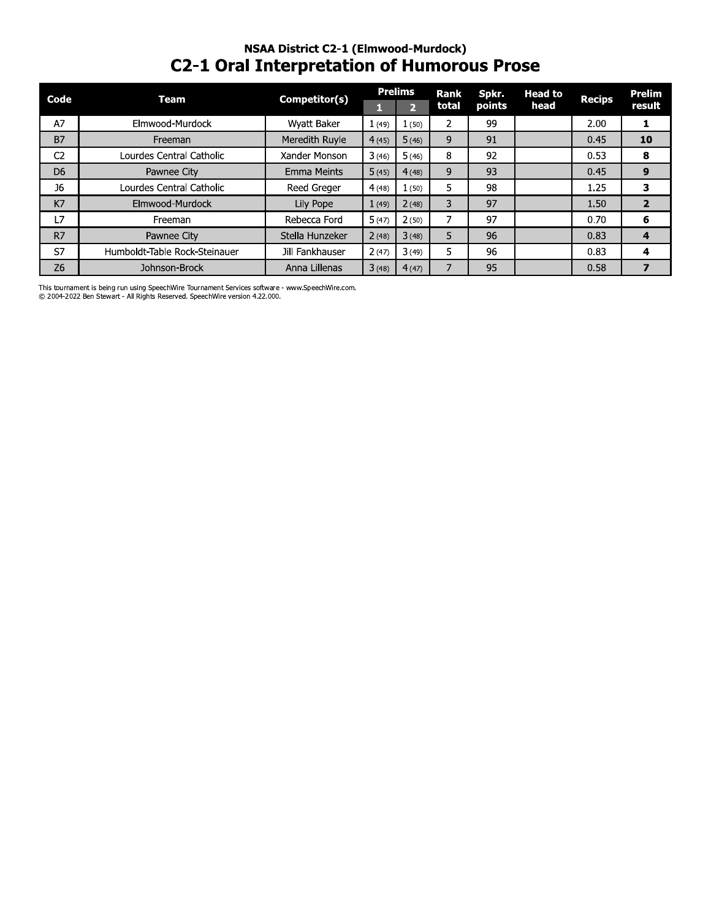## NSAA District C2-1 (Elmwood-Murdock)

# C2-1 Oral Interpretation of Humorous Prose

| Code | Team | Competitor(s) | Prelims | | Rank total | Spkr. points | Head to head | Recips | Prelim result |
|---|---|---|---|---|---|---|---|---|---|
| | | | 1 | 2 | | | | | |
| A7 | Elmwood-Murdock | Wyatt Baker | 1 (49) | 1 (50) | 2 | 99 | | 2.00 | **1** |
| B7 | Freeman | Meredith Ruyle | 4 (45) | 5 (46) | 9 | 91 | | 0.45 | **10** |
| C2 | Lourdes Central Catholic | Xander Monson | 3 (46) | 5 (46) | 8 | 92 | | 0.53 | **8** |
| D6 | Pawnee City | Emma Meints | 5 (45) | 4 (48) | 9 | 93 | | 0.45 | **9** |
| J6 | Lourdes Central Catholic | Reed Greger | 4 (48) | 1 (50) | 5 | 98 | | 1.25 | **3** |
| K7 | Elmwood-Murdock | Lily Pope | 1 (49) | 2 (48) | 3 | 97 | | 1.50 | **2** |
| L7 | Freeman | Rebecca Ford | 5 (47) | 2 (50) | 7 | 97 | | 0.70 | **6** |
| R7 | Pawnee City | Stella Hunzeker | 2 (48) | 3 (48) | 5 | 96 | | 0.83 | **4** |
| S7 | Humboldt-Table Rock-Steinauer | Jill Fankhauser | 2 (47) | 3 (49) | 5 | 96 | | 0.83 | **4** |
| Z6 | Johnson-Brock | Anna Lillenas | 3 (48) | 4 (47) | 7 | 95 | | 0.58 | **7** |

This tournament is being run using SpeechWire Tournament Services software - www.SpeechWire.com.
© 2004-2022 Ben Stewart - All Rights Reserved. SpeechWire version 4.22.000.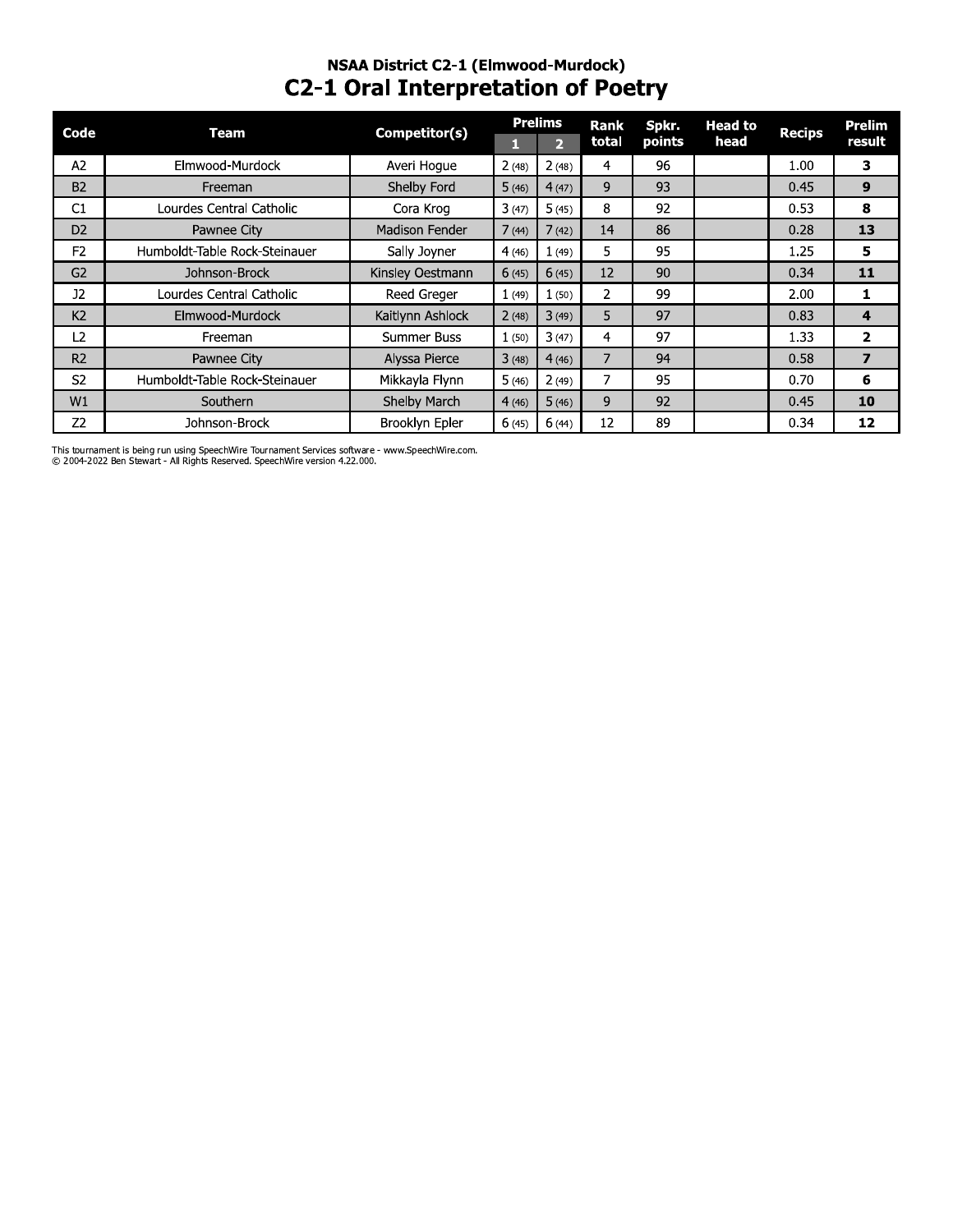## NSAA District C2-1 (Elmwood-Murdock)

# C2-1 Oral Interpretation of Poetry

| Code | Team | Competitor(s) | Prelims 1 | Prelims 2 | Rank total | Spkr. points | Head to head | Recips | Prelim result |
|---|---|---|---|---|---|---|---|---|---|
| A2 | Elmwood-Murdock | Averi Hogue | 2 (48) | 2 (48) | 4 | 96 | | 1.00 | **3** |
| B2 | Freeman | Shelby Ford | 5 (46) | 4 (47) | 9 | 93 | | 0.45 | **9** |
| C1 | Lourdes Central Catholic | Cora Krog | 3 (47) | 5 (45) | 8 | 92 | | 0.53 | **8** |
| D2 | Pawnee City | Madison Fender | 7 (44) | 7 (42) | 14 | 86 | | 0.28 | **13** |
| F2 | Humboldt-Table Rock-Steinauer | Sally Joyner | 4 (46) | 1 (49) | 5 | 95 | | 1.25 | **5** |
| G2 | Johnson-Brock | Kinsley Oestmann | 6 (45) | 6 (45) | 12 | 90 | | 0.34 | **11** |
| J2 | Lourdes Central Catholic | Reed Greger | 1 (49) | 1 (50) | 2 | 99 | | 2.00 | **1** |
| K2 | Elmwood-Murdock | Kaitlynn Ashlock | 2 (48) | 3 (49) | 5 | 97 | | 0.83 | **4** |
| L2 | Freeman | Summer Buss | 1 (50) | 3 (47) | 4 | 97 | | 1.33 | **2** |
| R2 | Pawnee City | Alyssa Pierce | 3 (48) | 4 (46) | 7 | 94 | | 0.58 | **7** |
| S2 | Humboldt-Table Rock-Steinauer | Mikkayla Flynn | 5 (46) | 2 (49) | 7 | 95 | | 0.70 | **6** |
| W1 | Southern | Shelby March | 4 (46) | 5 (46) | 9 | 92 | | 0.45 | **10** |
| Z2 | Johnson-Brock | Brooklyn Epler | 6 (45) | 6 (44) | 12 | 89 | | 0.34 | **12** |

This tournament is being run using SpeechWire Tournament Services software - www.SpeechWire.com.
© 2004-2022 Ben Stewart - All Rights Reserved. SpeechWire version 4.22.000.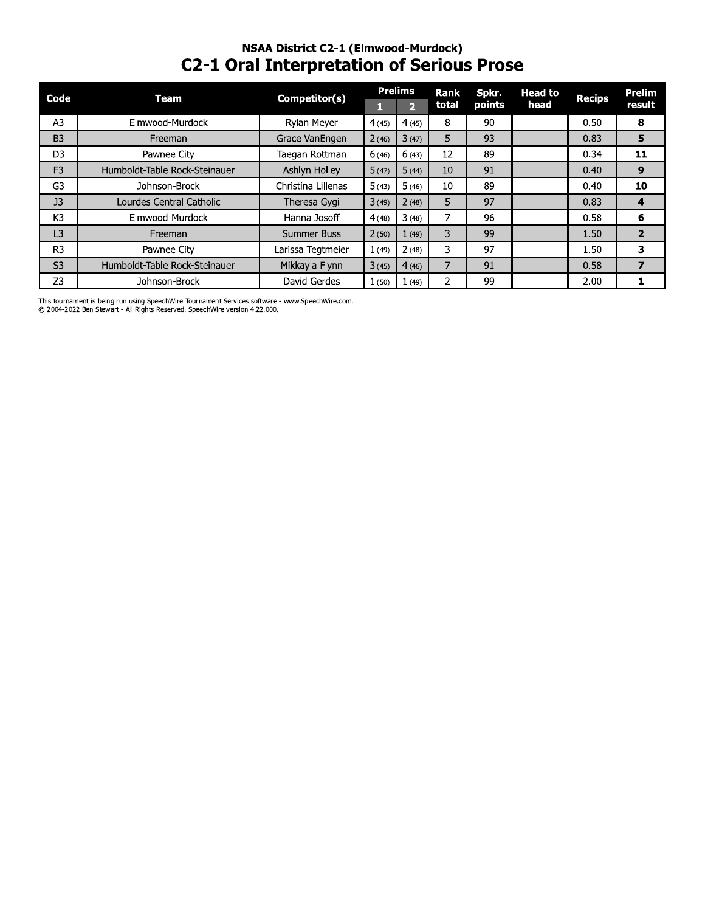### NSAA District C2-1 (Elmwood-Murdock)

# C2-1 Oral Interpretation of Serious Prose

| Code | Team | Competitor(s) | Prelims | | Rank total | Spkr. points | Head to head | Recips | Prelim result |
|---|---|---|---|---|---|---|---|---|---|
| | | | 1 | 2 | | | | | |
| A3 | Elmwood-Murdock | Rylan Meyer | 4 (45) | 4 (45) | 8 | 90 | | 0.50 | **8** |
| B3 | Freeman | Grace VanEngen | 2 (46) | 3 (47) | 5 | 93 | | 0.83 | **5** |
| D3 | Pawnee City | Taegan Rottman | 6 (46) | 6 (43) | 12 | 89 | | 0.34 | **11** |
| F3 | Humboldt-Table Rock-Steinauer | Ashlyn Holley | 5 (47) | 5 (44) | 10 | 91 | | 0.40 | **9** |
| G3 | Johnson-Brock | Christina Lillenas | 5 (43) | 5 (46) | 10 | 89 | | 0.40 | **10** |
| J3 | Lourdes Central Catholic | Theresa Gygi | 3 (49) | 2 (48) | 5 | 97 | | 0.83 | **4** |
| K3 | Elmwood-Murdock | Hanna Josoff | 4 (48) | 3 (48) | 7 | 96 | | 0.58 | **6** |
| L3 | Freeman | Summer Buss | 2 (50) | 1 (49) | 3 | 99 | | 1.50 | **2** |
| R3 | Pawnee City | Larissa Tegtmeier | 1 (49) | 2 (48) | 3 | 97 | | 1.50 | **3** |
| S3 | Humboldt-Table Rock-Steinauer | Mikkayla Flynn | 3 (45) | 4 (46) | 7 | 91 | | 0.58 | **7** |
| Z3 | Johnson-Brock | David Gerdes | 1 (50) | 1 (49) | 2 | 99 | | 2.00 | **1** |

This tournament is being run using SpeechWire Tournament Services software - www.SpeechWire.com.
© 2004-2022 Ben Stewart - All Rights Reserved. SpeechWire version 4.22.000.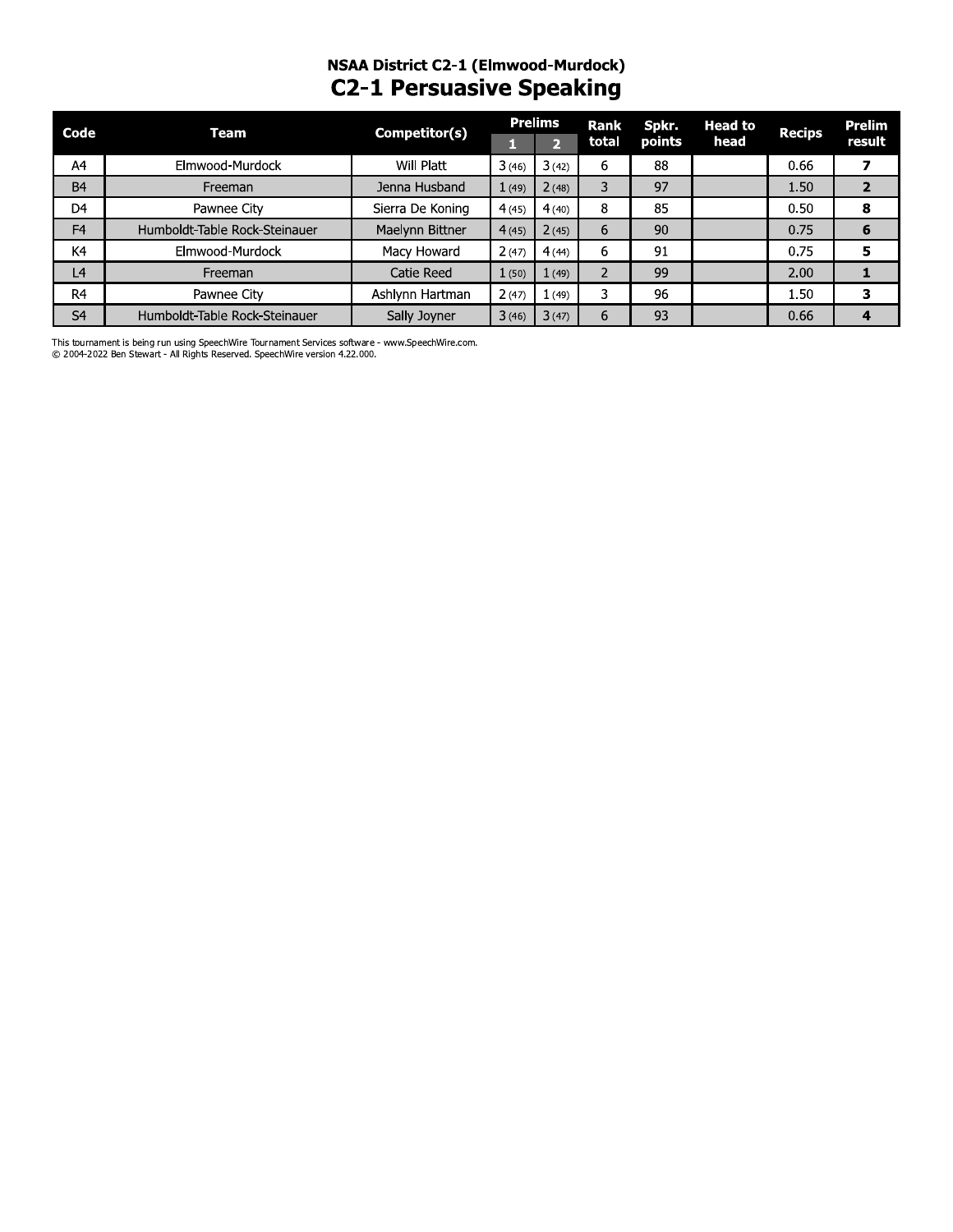## NSAA District C2-1 (Elmwood-Murdock)

# C2-1 Persuasive Speaking

| Code | Team | Competitor(s) | Prelims 1 | Prelims 2 | Rank total | Spkr. points | Head to head | Recips | Prelim result |
|---|---|---|---|---|---|---|---|---|---|
| A4 | Elmwood-Murdock | Will Platt | 3 (46) | 3 (42) | 6 | 88 | | 0.66 | **7** |
| B4 | Freeman | Jenna Husband | 1 (49) | 2 (48) | 3 | 97 | | 1.50 | **2** |
| D4 | Pawnee City | Sierra De Koning | 4 (45) | 4 (40) | 8 | 85 | | 0.50 | **8** |
| F4 | Humboldt-Table Rock-Steinauer | Maelynn Bittner | 4 (45) | 2 (45) | 6 | 90 | | 0.75 | **6** |
| K4 | Elmwood-Murdock | Macy Howard | 2 (47) | 4 (44) | 6 | 91 | | 0.75 | **5** |
| L4 | Freeman | Catie Reed | 1 (50) | 1 (49) | 2 | 99 | | 2.00 | **1** |
| R4 | Pawnee City | Ashlynn Hartman | 2 (47) | 1 (49) | 3 | 96 | | 1.50 | **3** |
| S4 | Humboldt-Table Rock-Steinauer | Sally Joyner | 3 (46) | 3 (47) | 6 | 93 | | 0.66 | **4** |

This tournament is being run using SpeechWire Tournament Services software - www.SpeechWire.com.
© 2004-2022 Ben Stewart - All Rights Reserved. SpeechWire version 4.22.000.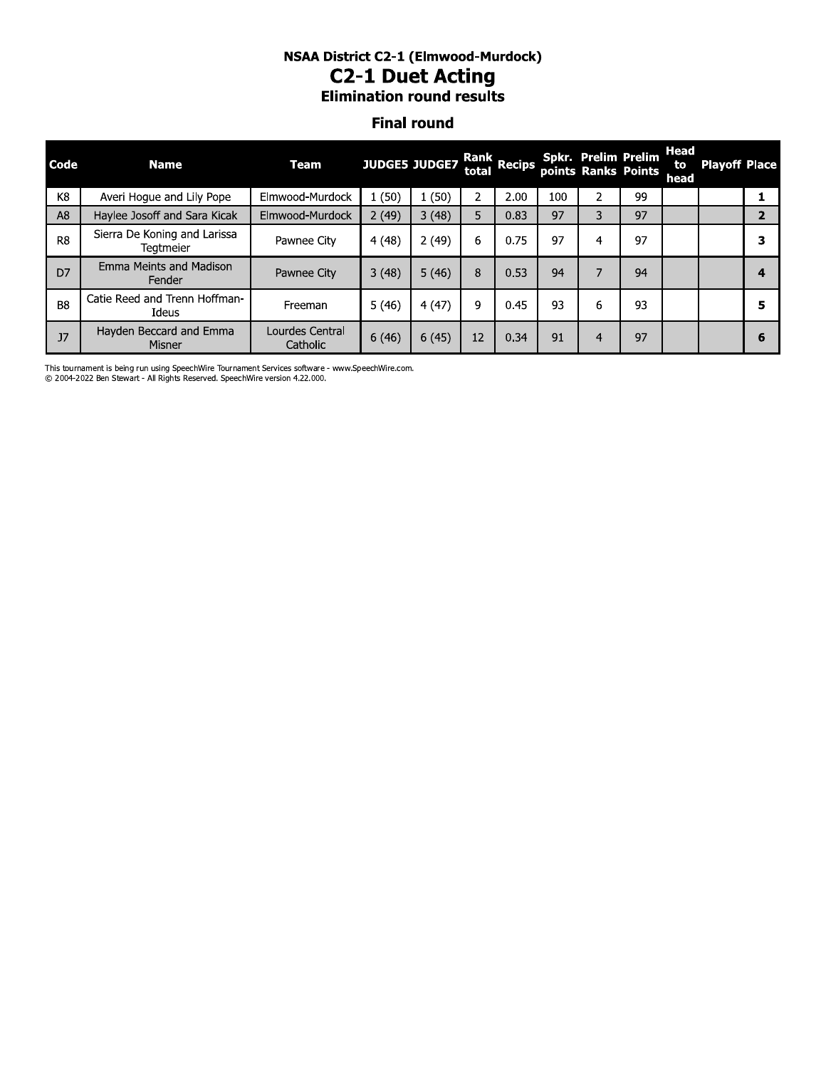# NSAA District C2-1 (Elmwood-Murdock)

## C2-1 Duet Acting

### Elimination round results

### Final round

| Code | Name | Team | JUDGE5 | JUDGE7 | Rank total | Recips | Spkr. points | Prelim Ranks | Prelim Points | Head to head | Playoff | Place |
|---|---|---|---|---|---|---|---|---|---|---|---|---|
| K8 | Averi Hogue and Lily Pope | Elmwood-Murdock | 1 (50) | 1 (50) | 2 | 2.00 | 100 | 2 | 99 | | | 1 |
| A8 | Haylee Josoff and Sara Kicak | Elmwood-Murdock | 2 (49) | 3 (48) | 5 | 0.83 | 97 | 3 | 97 | | | 2 |
| R8 | Sierra De Koning and Larissa Tegtmeier | Pawnee City | 4 (48) | 2 (49) | 6 | 0.75 | 97 | 4 | 97 | | | 3 |
| D7 | Emma Meints and Madison Fender | Pawnee City | 3 (48) | 5 (46) | 8 | 0.53 | 94 | 7 | 94 | | | 4 |
| B8 | Catie Reed and Trenn Hoffman-Ideus | Freeman | 5 (46) | 4 (47) | 9 | 0.45 | 93 | 6 | 93 | | | 5 |
| J7 | Hayden Beccard and Emma Misner | Lourdes Central Catholic | 6 (46) | 6 (45) | 12 | 0.34 | 91 | 4 | 97 | | | 6 |

This tournament is being run using SpeechWire Tournament Services software - www.SpeechWire.com.
© 2004-2022 Ben Stewart - All Rights Reserved. SpeechWire version 4.22.000.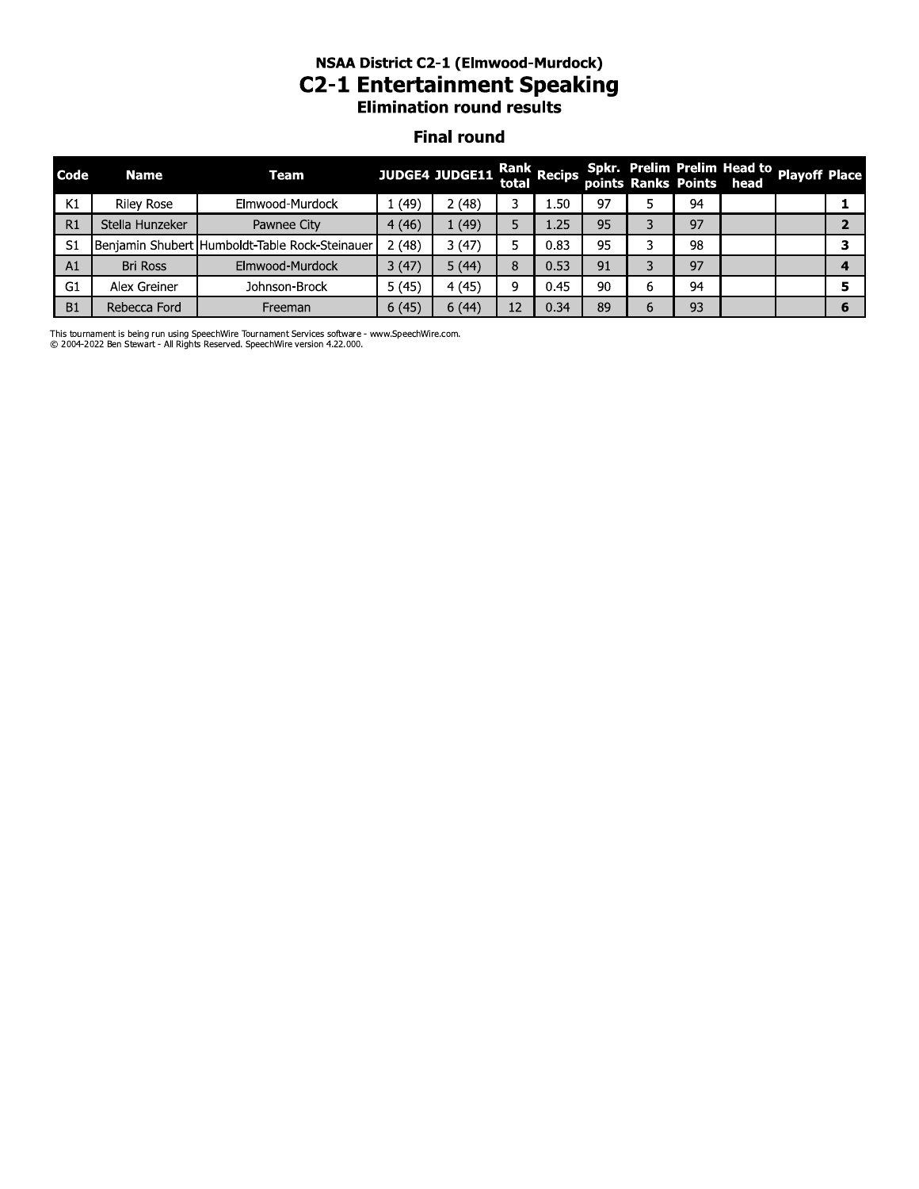### NSAA District C2-1 (Elmwood-Murdock)

# C2-1 Entertainment Speaking

### Elimination round results

## Final round

| Code | Name | Team | JUDGE4 | JUDGE11 | Rank total | Recips | Spkr. points | Prelim Ranks | Prelim Points | Head to head | Playoff | Place |
|---|---|---|---|---|---|---|---|---|---|---|---|---|
| K1 | Riley Rose | Elmwood-Murdock | 1 (49) | 2 (48) | 3 | 1.50 | 97 | 5 | 94 | | | **1** |
| R1 | Stella Hunzeker | Pawnee City | 4 (46) | 1 (49) | 5 | 1.25 | 95 | 3 | 97 | | | **2** |
| S1 | Benjamin Shubert | Humboldt-Table Rock-Steinauer | 2 (48) | 3 (47) | 5 | 0.83 | 95 | 3 | 98 | | | **3** |
| A1 | Bri Ross | Elmwood-Murdock | 3 (47) | 5 (44) | 8 | 0.53 | 91 | 3 | 97 | | | **4** |
| G1 | Alex Greiner | Johnson-Brock | 5 (45) | 4 (45) | 9 | 0.45 | 90 | 6 | 94 | | | **5** |
| B1 | Rebecca Ford | Freeman | 6 (45) | 6 (44) | 12 | 0.34 | 89 | 6 | 93 | | | **6** |

This tournament is being run using SpeechWire Tournament Services software - www.SpeechWire.com.
© 2004-2022 Ben Stewart - All Rights Reserved. SpeechWire version 4.22.000.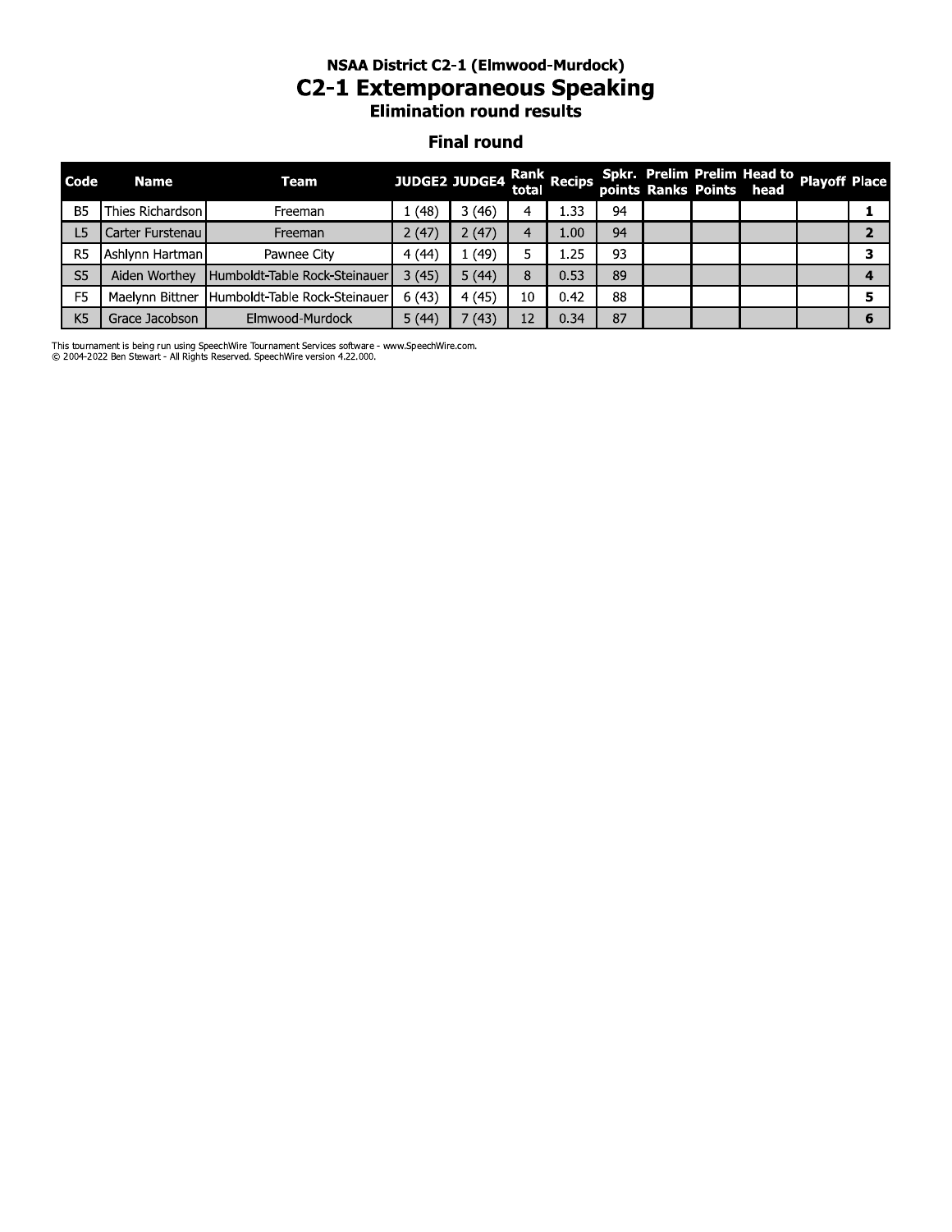## NSAA District C2-1 (Elmwood-Murdock)

# C2-1 Extemporaneous Speaking

### Elimination round results

### Final round

| Code | Name | Team | JUDGE2 | JUDGE4 | Rank total | Recips | Spkr. points | Prelim Ranks | Prelim Points | Head to head | Playoff | Place |
|---|---|---|---|---|---|---|---|---|---|---|---|---|
| B5 | Thies Richardson | Freeman | 1 (48) | 3 (46) | 4 | 1.33 | 94 | | | | | 1 |
| L5 | Carter Furstenau | Freeman | 2 (47) | 2 (47) | 4 | 1.00 | 94 | | | | | 2 |
| R5 | Ashlynn Hartman | Pawnee City | 4 (44) | 1 (49) | 5 | 1.25 | 93 | | | | | 3 |
| S5 | Aiden Worthey | Humboldt-Table Rock-Steinauer | 3 (45) | 5 (44) | 8 | 0.53 | 89 | | | | | 4 |
| F5 | Maelynn Bittner | Humboldt-Table Rock-Steinauer | 6 (43) | 4 (45) | 10 | 0.42 | 88 | | | | | 5 |
| K5 | Grace Jacobson | Elmwood-Murdock | 5 (44) | 7 (43) | 12 | 0.34 | 87 | | | | | 6 |

This tournament is being run using SpeechWire Tournament Services software - www.SpeechWire.com.
© 2004-2022 Ben Stewart - All Rights Reserved. SpeechWire version 4.22.000.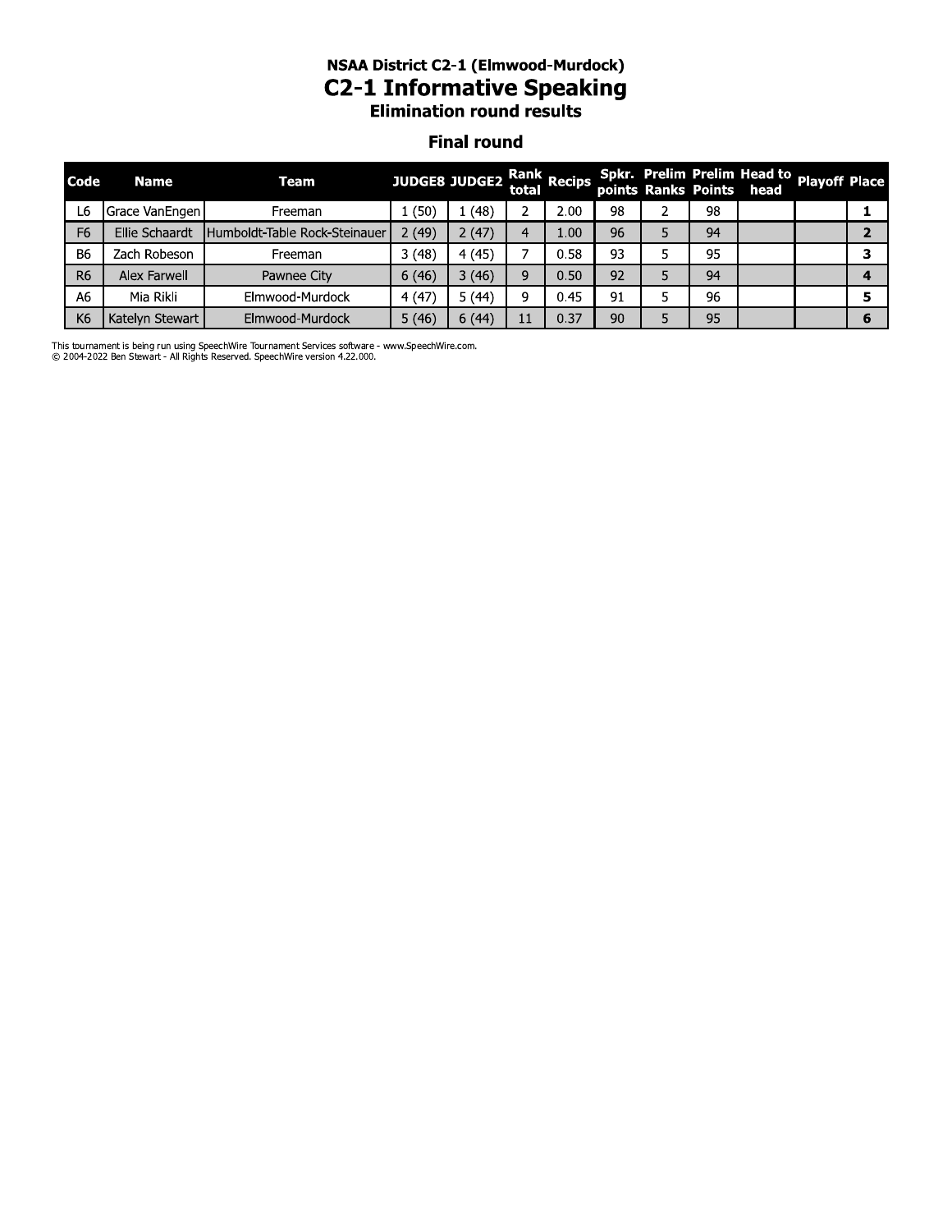### NSAA District C2-1 (Elmwood-Murdock)

# C2-1 Informative Speaking

### Elimination round results

## Final round

| Code | Name | Team | JUDGE8 | JUDGE2 | Rank total | Recips | Spkr. points | Prelim Ranks | Prelim Points | Head to head | Playoff | Place |
|---|---|---|---|---|---|---|---|---|---|---|---|---|
| L6 | Grace VanEngen | Freeman | 1 (50) | 1 (48) | 2 | 2.00 | 98 | 2 | 98 | | | 1 |
| F6 | Ellie Schaardt | Humboldt-Table Rock-Steinauer | 2 (49) | 2 (47) | 4 | 1.00 | 96 | 5 | 94 | | | 2 |
| B6 | Zach Robeson | Freeman | 3 (48) | 4 (45) | 7 | 0.58 | 93 | 5 | 95 | | | 3 |
| R6 | Alex Farwell | Pawnee City | 6 (46) | 3 (46) | 9 | 0.50 | 92 | 5 | 94 | | | 4 |
| A6 | Mia Rikli | Elmwood-Murdock | 4 (47) | 5 (44) | 9 | 0.45 | 91 | 5 | 96 | | | 5 |
| K6 | Katelyn Stewart | Elmwood-Murdock | 5 (46) | 6 (44) | 11 | 0.37 | 90 | 5 | 95 | | | 6 |

This tournament is being run using SpeechWire Tournament Services software - www.SpeechWire.com.
© 2004-2022 Ben Stewart - All Rights Reserved. SpeechWire version 4.22.000.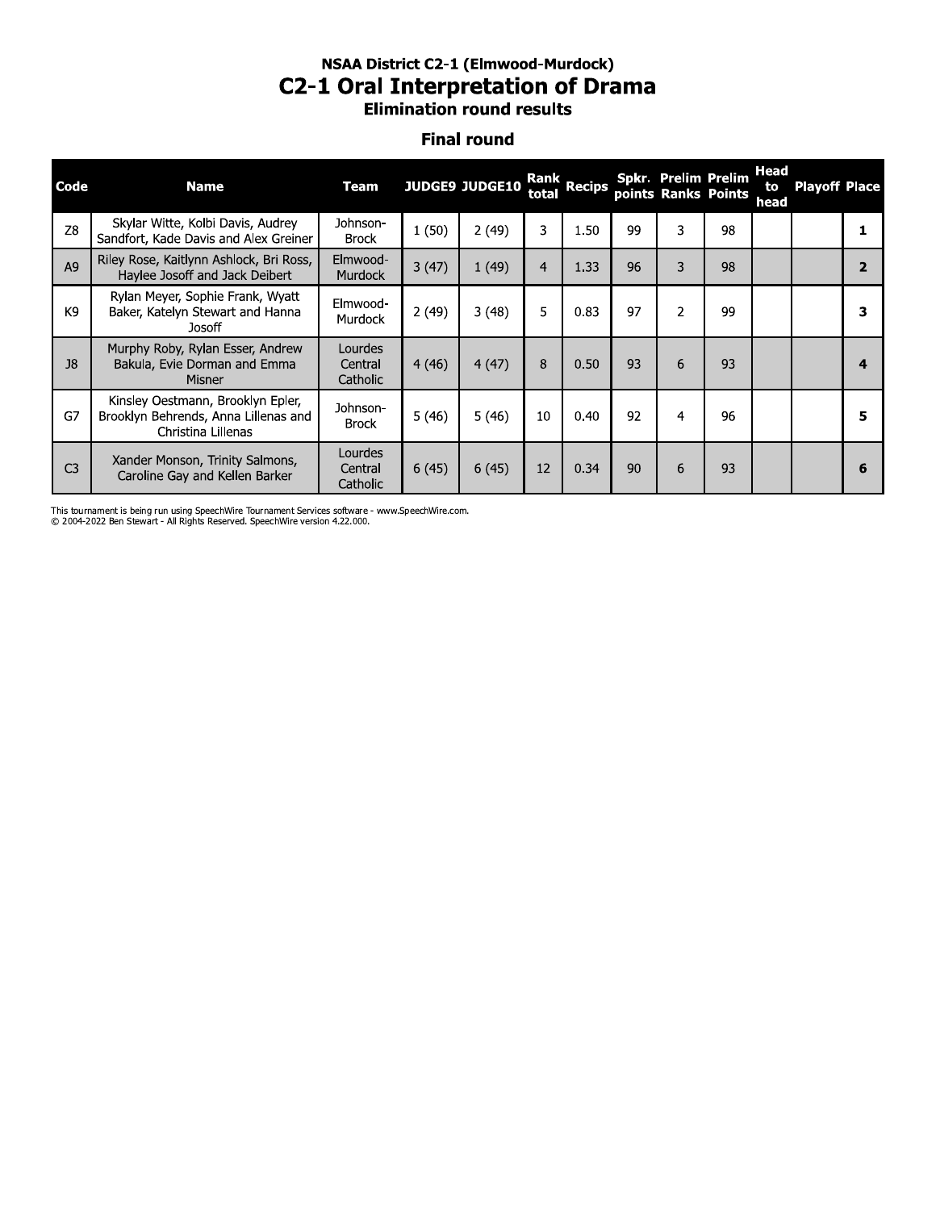# NSAA District C2-1 (Elmwood-Murdock)

## C2-1 Oral Interpretation of Drama

### Elimination round results

### Final round

| Code | Name | Team | JUDGE9 | JUDGE10 | Rank total | Recips | Spkr. points | Prelim Ranks | Prelim Points | Head to head | Playoff | Place |
|---|---|---|---|---|---|---|---|---|---|---|---|---|
| Z8 | Skylar Witte, Kolbi Davis, Audrey Sandfort, Kade Davis and Alex Greiner | Johnson-Brock | 1 (50) | 2 (49) | 3 | 1.50 | 99 | 3 | 98 | | | **1** |
| A9 | Riley Rose, Kaitlynn Ashlock, Bri Ross, Haylee Josoff and Jack Deibert | Elmwood-Murdock | 3 (47) | 1 (49) | 4 | 1.33 | 96 | 3 | 98 | | | **2** |
| K9 | Rylan Meyer, Sophie Frank, Wyatt Baker, Katelyn Stewart and Hanna Josoff | Elmwood-Murdock | 2 (49) | 3 (48) | 5 | 0.83 | 97 | 2 | 99 | | | **3** |
| J8 | Murphy Roby, Rylan Esser, Andrew Bakula, Evie Dorman and Emma Misner | Lourdes Central Catholic | 4 (46) | 4 (47) | 8 | 0.50 | 93 | 6 | 93 | | | **4** |
| G7 | Kinsley Oestmann, Brooklyn Epler, Brooklyn Behrends, Anna Lillenas and Christina Lillenas | Johnson-Brock | 5 (46) | 5 (46) | 10 | 0.40 | 92 | 4 | 96 | | | **5** |
| C3 | Xander Monson, Trinity Salmons, Caroline Gay and Kellen Barker | Lourdes Central Catholic | 6 (45) | 6 (45) | 12 | 0.34 | 90 | 6 | 93 | | | **6** |

This tournament is being run using SpeechWire Tournament Services software - www.SpeechWire.com.
© 2004-2022 Ben Stewart - All Rights Reserved. SpeechWire version 4.22.000.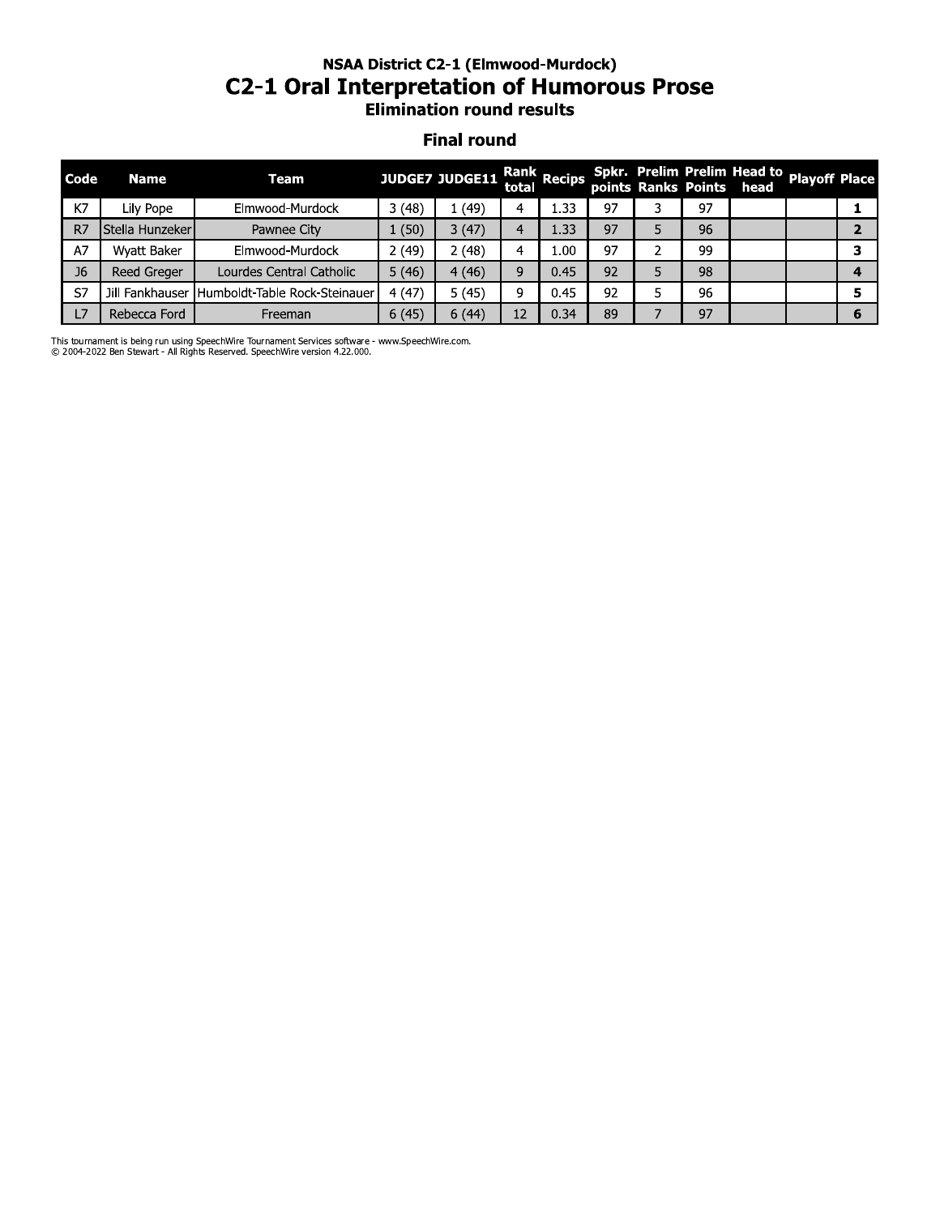**NSAA District C2-1 (Elmwood-Murdock)**

# C2-1 Oral Interpretation of Humorous Prose

**Elimination round results**

## Final round

| Code | Name | Team | JUDGE7 | JUDGE11 | Rank total | Recips | Spkr. points | Prelim Ranks | Prelim Points | Head to head | Playoff | Place |
|---|---|---|---|---|---|---|---|---|---|---|---|---|
| K7 | Lily Pope | Elmwood-Murdock | 3 (48) | 1 (49) | 4 | 1.33 | 97 | 3 | 97 | | | 1 |
| R7 | Stella Hunzeker | Pawnee City | 1 (50) | 3 (47) | 4 | 1.33 | 97 | 5 | 96 | | | 2 |
| A7 | Wyatt Baker | Elmwood-Murdock | 2 (49) | 2 (48) | 4 | 1.00 | 97 | 2 | 99 | | | 3 |
| J6 | Reed Greger | Lourdes Central Catholic | 5 (46) | 4 (46) | 9 | 0.45 | 92 | 5 | 98 | | | 4 |
| S7 | Jill Fankhauser | Humboldt-Table Rock-Steinauer | 4 (47) | 5 (45) | 9 | 0.45 | 92 | 5 | 96 | | | 5 |
| L7 | Rebecca Ford | Freeman | 6 (45) | 6 (44) | 12 | 0.34 | 89 | 7 | 97 | | | 6 |

This tournament is being run using SpeechWire Tournament Services software - www.SpeechWire.com.
© 2004-2022 Ben Stewart - All Rights Reserved. SpeechWire version 4.22.000.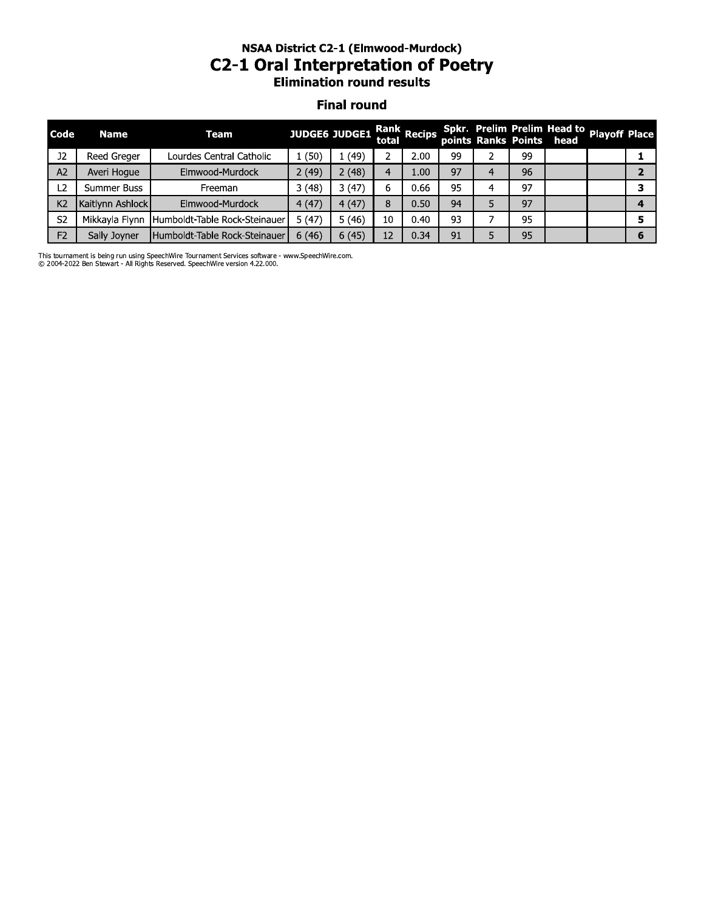### NSAA District C2-1 (Elmwood-Murdock)

# C2-1 Oral Interpretation of Poetry

### Elimination round results

### Final round

| Code | Name | Team | JUDGE6 | JUDGE1 | Rank total | Recips | Spkr. points | Prelim Ranks | Prelim Points | Head to head | Playoff | Place |
|---|---|---|---|---|---|---|---|---|---|---|---|---|
| J2 | Reed Greger | Lourdes Central Catholic | 1 (50) | 1 (49) | 2 | 2.00 | 99 | 2 | 99 | | | 1 |
| A2 | Averi Hogue | Elmwood-Murdock | 2 (49) | 2 (48) | 4 | 1.00 | 97 | 4 | 96 | | | 2 |
| L2 | Summer Buss | Freeman | 3 (48) | 3 (47) | 6 | 0.66 | 95 | 4 | 97 | | | 3 |
| K2 | Kaitlynn Ashlock | Elmwood-Murdock | 4 (47) | 4 (47) | 8 | 0.50 | 94 | 5 | 97 | | | 4 |
| S2 | Mikkayla Flynn | Humboldt-Table Rock-Steinauer | 5 (47) | 5 (46) | 10 | 0.40 | 93 | 7 | 95 | | | 5 |
| F2 | Sally Joyner | Humboldt-Table Rock-Steinauer | 6 (46) | 6 (45) | 12 | 0.34 | 91 | 5 | 95 | | | 6 |

This tournament is being run using SpeechWire Tournament Services software - www.SpeechWire.com.
© 2004-2022 Ben Stewart - All Rights Reserved. SpeechWire version 4.22.000.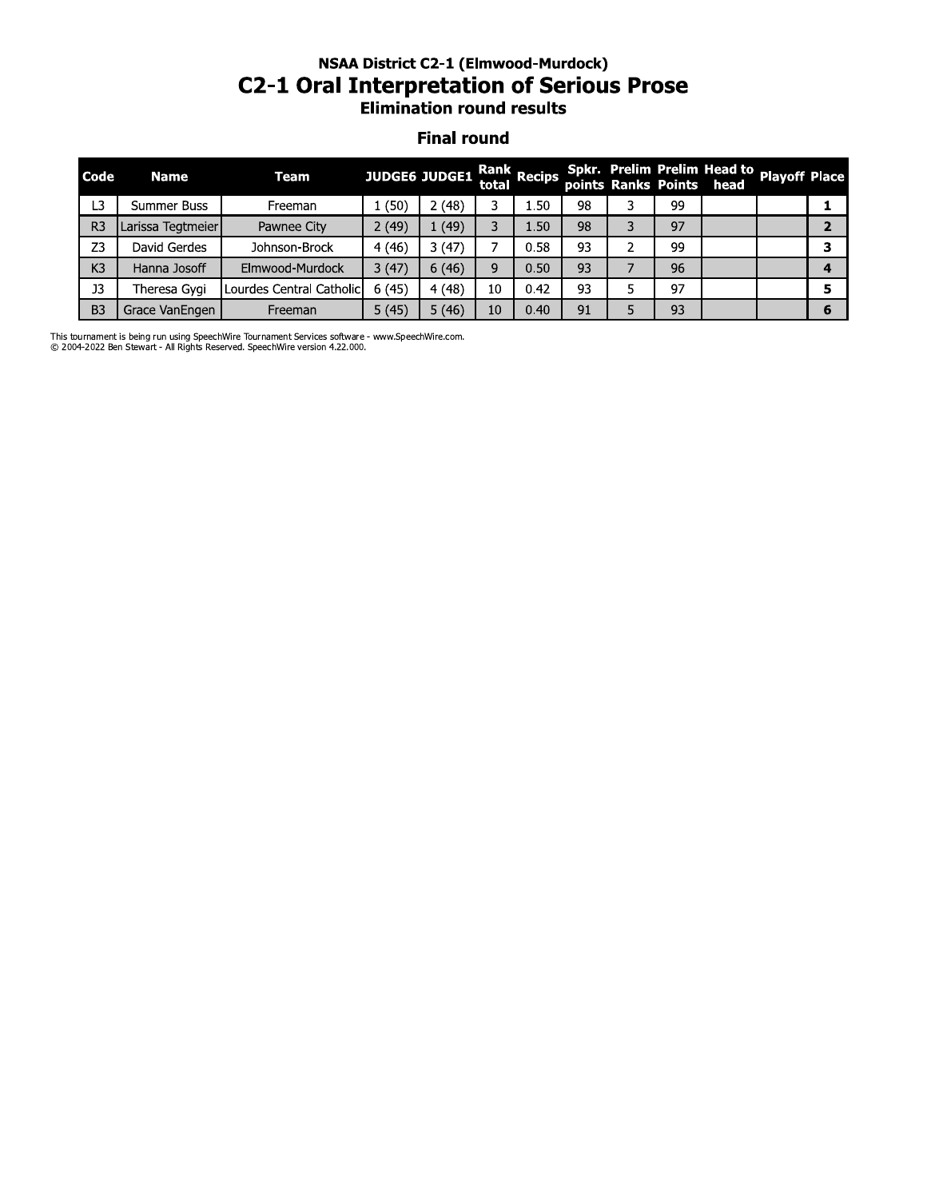### NSAA District C2-1 (Elmwood-Murdock)

# C2-1 Oral Interpretation of Serious Prose

### Elimination round results

### Final round

| Code | Name | Team | JUDGE6 | JUDGE1 | Rank total | Recips | Spkr. points | Prelim Ranks | Prelim Points | Head to head | Playoff | Place |
|---|---|---|---|---|---|---|---|---|---|---|---|---|
| L3 | Summer Buss | Freeman | 1 (50) | 2 (48) | 3 | 1.50 | 98 | 3 | 99 | | | 1 |
| R3 | Larissa Tegtmeier | Pawnee City | 2 (49) | 1 (49) | 3 | 1.50 | 98 | 3 | 97 | | | 2 |
| Z3 | David Gerdes | Johnson-Brock | 4 (46) | 3 (47) | 7 | 0.58 | 93 | 2 | 99 | | | 3 |
| K3 | Hanna Josoff | Elmwood-Murdock | 3 (47) | 6 (46) | 9 | 0.50 | 93 | 7 | 96 | | | 4 |
| J3 | Theresa Gygi | Lourdes Central Catholic | 6 (45) | 4 (48) | 10 | 0.42 | 93 | 5 | 97 | | | 5 |
| B3 | Grace VanEngen | Freeman | 5 (45) | 5 (46) | 10 | 0.40 | 91 | 5 | 93 | | | 6 |

This tournament is being run using SpeechWire Tournament Services software - www.SpeechWire.com.
© 2004-2022 Ben Stewart - All Rights Reserved. SpeechWire version 4.22.000.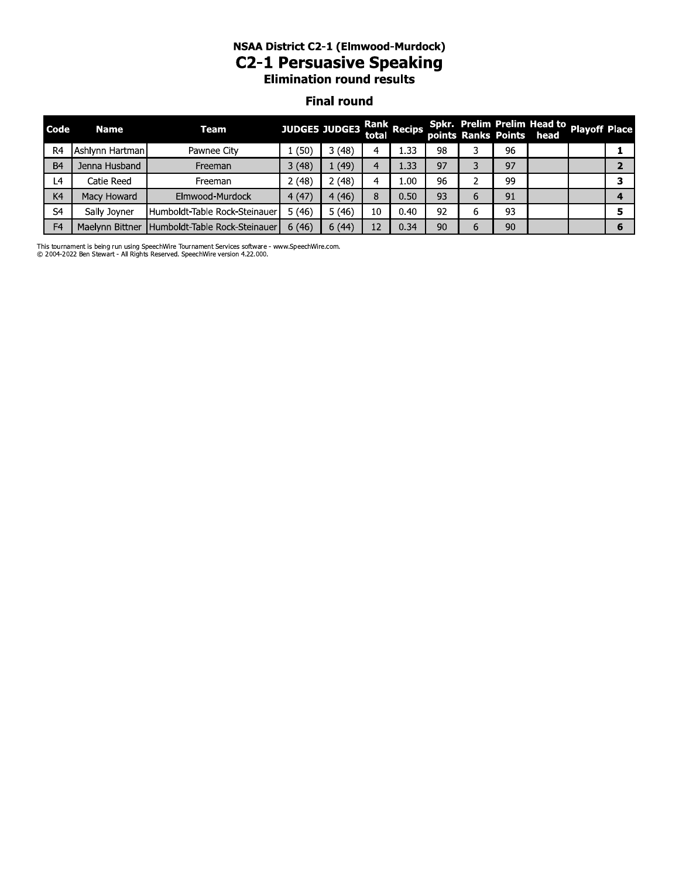# NSAA District C2-1 (Elmwood-Murdock)

## C2-1 Persuasive Speaking

### Elimination round results

#### Final round

| Code | Name | Team | JUDGE5 | JUDGE3 | Rank total | Recips | Spkr. points | Prelim Ranks | Prelim Points | Head to head | Playoff | Place |
|---|---|---|---|---|---|---|---|---|---|---|---|---|
| R4 | Ashlynn Hartman | Pawnee City | 1 (50) | 3 (48) | 4 | 1.33 | 98 | 3 | 96 | | | **1** |
| B4 | Jenna Husband | Freeman | 3 (48) | 1 (49) | 4 | 1.33 | 97 | 3 | 97 | | | **2** |
| L4 | Catie Reed | Freeman | 2 (48) | 2 (48) | 4 | 1.00 | 96 | 2 | 99 | | | **3** |
| K4 | Macy Howard | Elmwood-Murdock | 4 (47) | 4 (46) | 8 | 0.50 | 93 | 6 | 91 | | | **4** |
| S4 | Sally Joyner | Humboldt-Table Rock-Steinauer | 5 (46) | 5 (46) | 10 | 0.40 | 92 | 6 | 93 | | | **5** |
| F4 | Maelynn Bittner | Humboldt-Table Rock-Steinauer | 6 (46) | 6 (44) | 12 | 0.34 | 90 | 6 | 90 | | | **6** |

This tournament is being run using SpeechWire Tournament Services software - www.SpeechWire.com.
© 2004-2022 Ben Stewart - All Rights Reserved. SpeechWire version 4.22.000.